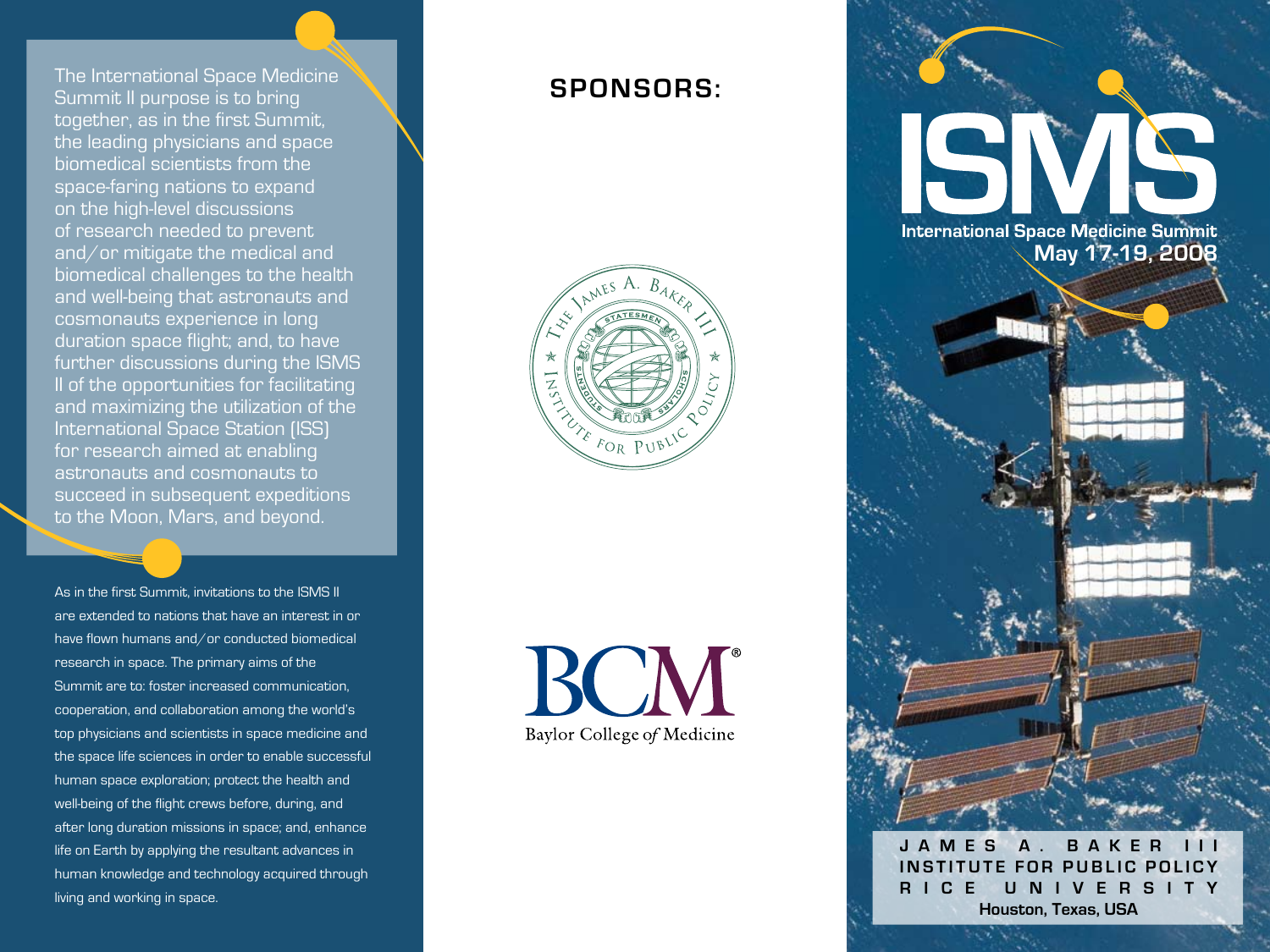The International Space Medicine Summit II purpose is to bring together, as in the first Summit, the leading physicians and space biomedical scientists from the space-faring nations to expand on the high-level discussions of research needed to prevent and/or mitigate the medical and biomedical challenges to the health and well-being that astronauts and cosmonauts experience in long duration space flight; and, to have further discussions during the ISMS II of the opportunities for facilitating and maximizing the utilization of the International Space Station (ISS) for research aimed at enabling astronauts and cosmonauts to succeed in subsequent expeditions to the Moon, Mars, and beyond.

As in the first Summit, invitations to the ISMS II are extended to nations that have an interest in or have flown humans and/or conducted biomedical research in space. The primary aims of the Summit are to: foster increased communication, cooperation, and collaboration among the world's top physicians and scientists in space medicine and the space life sciences in order to enable successful human space exploration; protect the health and well-being of the flight crews before, during, and after long duration missions in space; and, enhance life on Earth by applying the resultant advances in human knowledge and technology acquired through living and working in space.

## SPONSORS:

The James A. Baker III Institute for Public Policy

Statesmen · Students · Scholars

BCM®

Baylor College *of* Medicine

# ISMS

**International Space Medicine Summit**

**May 17-19, 2008**

**JAMES A. BAKER III**
**INSTITUTE FOR PUBLIC POLICY**
**RICE UNIVERSITY**
**Houston, Texas, USA**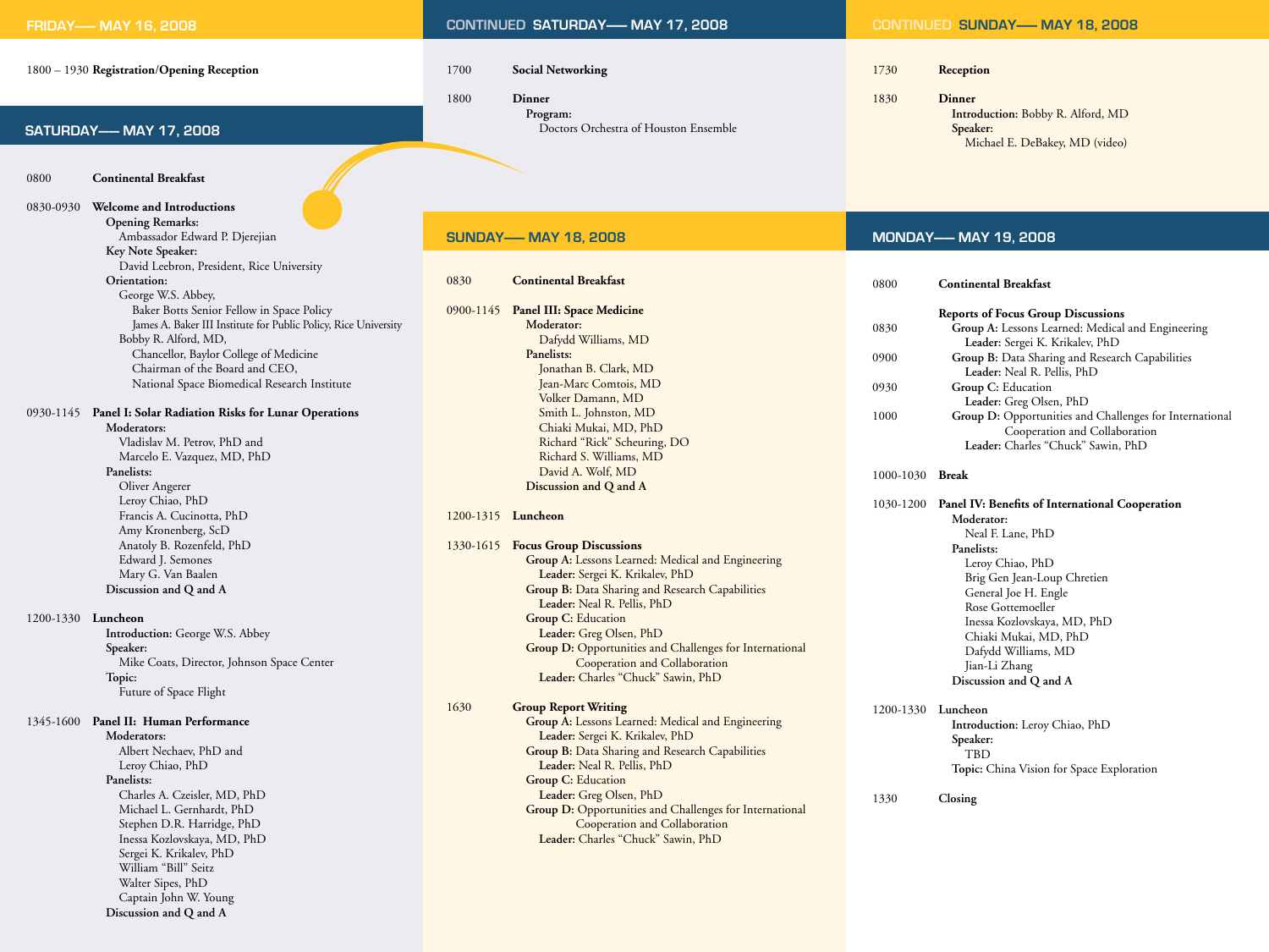## FRIDAY— MAY 16, 2008

1800 – 1930 **Registration/Opening Reception**

## SATURDAY— MAY 17, 2008

0800 **Continental Breakfast**

0830-0930 **Welcome and Introductions**

**Opening Remarks:**
Ambassador Edward P. Djerejian

**Key Note Speaker:**
David Leebron, President, Rice University

**Orientation:**
George W.S. Abbey,
Baker Botts Senior Fellow in Space Policy
James A. Baker III Institute for Public Policy, Rice University
Bobby R. Alford, MD,
Chancellor, Baylor College of Medicine
Chairman of the Board and CEO,
National Space Biomedical Research Institute

0930-1145 **Panel I: Solar Radiation Risks for Lunar Operations**

**Moderators:**
Vladislav M. Petrov, PhD and
Marcelo E. Vazquez, MD, PhD

**Panelists:**
Oliver Angerer
Leroy Chiao, PhD
Francis A. Cucinotta, PhD
Amy Kronenberg, ScD
Anatoly B. Rozenfeld, PhD
Edward J. Semones
Mary G. Van Baalen

**Discussion and Q and A**

1200-1330 **Luncheon**

**Introduction:** George W.S. Abbey

**Speaker:**
Mike Coats, Director, Johnson Space Center

**Topic:**
Future of Space Flight

1345-1600 **Panel II: Human Performance**

**Moderators:**
Albert Nechaev, PhD and
Leroy Chiao, PhD

**Panelists:**
Charles A. Czeisler, MD, PhD
Michael L. Gernhardt, PhD
Stephen D.R. Harridge, PhD
Inessa Kozlovskaya, MD, PhD
Sergei K. Krikalev, PhD
William "Bill" Seitz
Walter Sipes, PhD
Captain John W. Young

**Discussion and Q and A**

## CONTINUED SATURDAY— MAY 17, 2008

1700 **Social Networking**

1800 **Dinner**

**Program:**
Doctors Orchestra of Houston Ensemble

## SUNDAY— MAY 18, 2008

0830 **Continental Breakfast**

0900-1145 **Panel III: Space Medicine**

**Moderator:**
Dafydd Williams, MD

**Panelists:**
Jonathan B. Clark, MD
Jean-Marc Comtois, MD
Volker Damann, MD
Smith L. Johnston, MD
Chiaki Mukai, MD, PhD
Richard "Rick" Scheuring, DO
Richard S. Williams, MD
David A. Wolf, MD

**Discussion and Q and A**

1200-1315 **Luncheon**

1330-1615 **Focus Group Discussions**

**Group A:** Lessons Learned: Medical and Engineering
**Leader:** Sergei K. Krikalev, PhD

**Group B:** Data Sharing and Research Capabilities
**Leader:** Neal R. Pellis, PhD

**Group C:** Education
**Leader:** Greg Olsen, PhD

**Group D:** Opportunities and Challenges for International Cooperation and Collaboration
**Leader:** Charles "Chuck" Sawin, PhD

1630 **Group Report Writing**

**Group A:** Lessons Learned: Medical and Engineering
**Leader:** Sergei K. Krikalev, PhD

**Group B:** Data Sharing and Research Capabilities
**Leader:** Neal R. Pellis, PhD

**Group C:** Education
**Leader:** Greg Olsen, PhD

**Group D:** Opportunities and Challenges for International Cooperation and Collaboration
**Leader:** Charles "Chuck" Sawin, PhD

## CONTINUED SUNDAY— MAY 18, 2008

1730 **Reception**

1830 **Dinner**

**Introduction:** Bobby R. Alford, MD

**Speaker:**
Michael E. DeBakey, MD (video)

## MONDAY— MAY 19, 2008

0800 **Continental Breakfast**

**Reports of Focus Group Discussions**

0830 **Group A:** Lessons Learned: Medical and Engineering
**Leader:** Sergei K. Krikalev, PhD

0900 **Group B:** Data Sharing and Research Capabilities
**Leader:** Neal R. Pellis, PhD

0930 **Group C:** Education
**Leader:** Greg Olsen, PhD

1000 **Group D:** Opportunities and Challenges for International Cooperation and Collaboration
**Leader:** Charles "Chuck" Sawin, PhD

1000-1030 **Break**

1030-1200 **Panel IV: Benefits of International Cooperation**

**Moderator:**
Neal F. Lane, PhD

**Panelists:**
Leroy Chiao, PhD
Brig Gen Jean-Loup Chretien
General Joe H. Engle
Rose Gottemoeller
Inessa Kozlovskaya, MD, PhD
Chiaki Mukai, MD, PhD
Dafydd Williams, MD
Jian-Li Zhang

**Discussion and Q and A**

1200-1330 **Luncheon**

**Introduction:** Leroy Chiao, PhD

**Speaker:**
TBD

**Topic:** China Vision for Space Exploration

1330 **Closing**